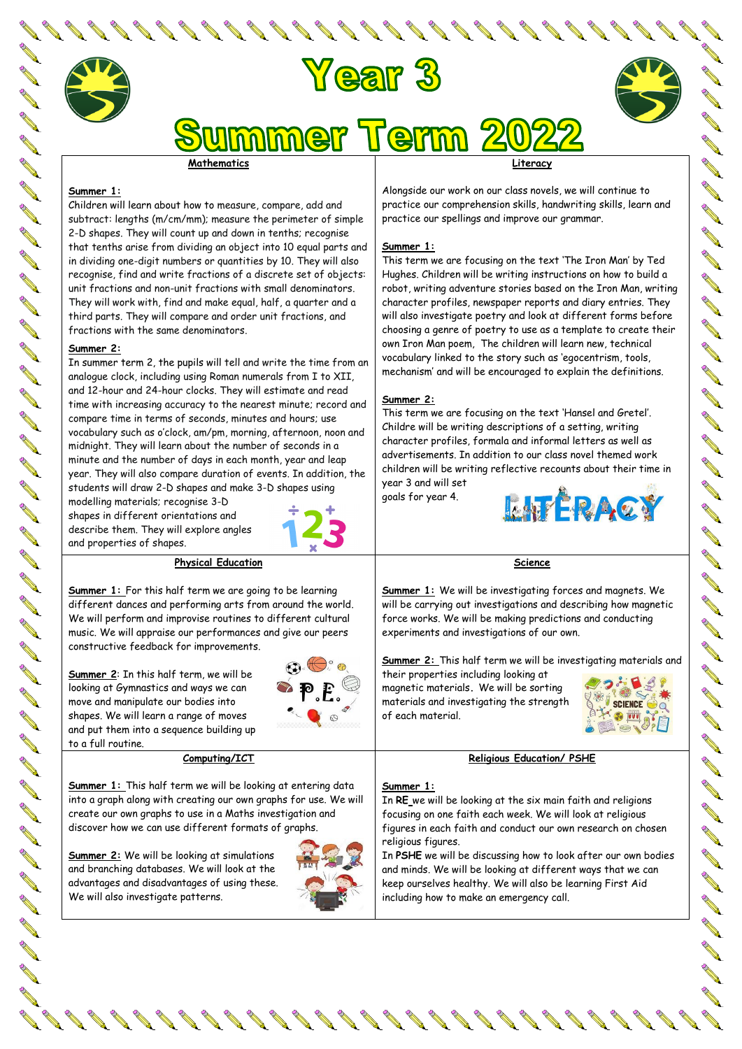# Year 3

# Summer Term 2022

## Mathematics

**Summer 1:**

Children will learn about how to measure, compare, add and subtract: lengths (m/cm/mm); measure the perimeter of simple 2-D shapes. They will count up and down in tenths; recognise that tenths arise from dividing an object into 10 equal parts and in dividing one-digit numbers or quantities by 10. They will also recognise, find and write fractions of a discrete set of objects: unit fractions and non-unit fractions with small denominators. They will work with, find and make equal, half, a quarter and a third parts. They will compare and order unit fractions, and fractions with the same denominators.

**Summer 2:**

In summer term 2, the pupils will tell and write the time from an analogue clock, including using Roman numerals from I to XII, and 12-hour and 24-hour clocks. They will estimate and read time with increasing accuracy to the nearest minute; record and compare time in terms of seconds, minutes and hours; use vocabulary such as o'clock, am/pm, morning, afternoon, noon and midnight. They will learn about the number of seconds in a minute and the number of days in each month, year and leap year. They will also compare duration of events. In addition, the students will draw 2-D shapes and make 3-D shapes using modelling materials; recognise 3-D shapes in different orientations and describe them. They will explore angles and properties of shapes.

## Literacy

Alongside our work on our class novels, we will continue to practice our comprehension skills, handwriting skills, learn and practice our spellings and improve our grammar.

**Summer 1:**

This term we are focusing on the text 'The Iron Man' by Ted Hughes. Children will be writing instructions on how to build a robot, writing adventure stories based on the Iron Man, writing character profiles, newspaper reports and diary entries. They will also investigate poetry and look at different forms before choosing a genre of poetry to use as a template to create their own Iron Man poem, The children will learn new, technical vocabulary linked to the story such as 'egocentrism, tools, mechanism' and will be encouraged to explain the definitions.

**Summer 2:**

This term we are focusing on the text 'Hansel and Gretel'. Childre will be writing descriptions of a setting, writing character profiles, formala and informal letters as well as advertisements. In addition to our class novel themed work children will be writing reflective recounts about their time in year 3 and will set goals for year 4.

## Physical Education

**Summer 1:** For this half term we are going to be learning different dances and performing arts from around the world. We will perform and improvise routines to different cultural music. We will appraise our performances and give our peers constructive feedback for improvements.

**Summer 2**: In this half term, we will be looking at Gymnastics and ways we can move and manipulate our bodies into shapes. We will learn a range of moves and put them into a sequence building up to a full routine.

## Science

**Summer 1:** We will be investigating forces and magnets. We will be carrying out investigations and describing how magnetic force works. We will be making predictions and conducting experiments and investigations of our own.

**Summer 2:** This half term we will be investigating materials and their properties including looking at magnetic materials. We will be sorting materials and investigating the strength of each material.

## Computing/ICT

**Summer 1:** This half term we will be looking at entering data into a graph along with creating our own graphs for use. We will create our own graphs to use in a Maths investigation and discover how we can use different formats of graphs.

**Summer 2:** We will be looking at simulations and branching databases. We will look at the advantages and disadvantages of using these. We will also investigate patterns.

## Religious Education/ PSHE

**Summer 1:**

In **RE** we will be looking at the six main faith and religions focusing on one faith each week. We will look at religious figures in each faith and conduct our own research on chosen religious figures.

In **PSHE** we will be discussing how to look after our own bodies and minds. We will be looking at different ways that we can keep ourselves healthy. We will also be learning First Aid including how to make an emergency call.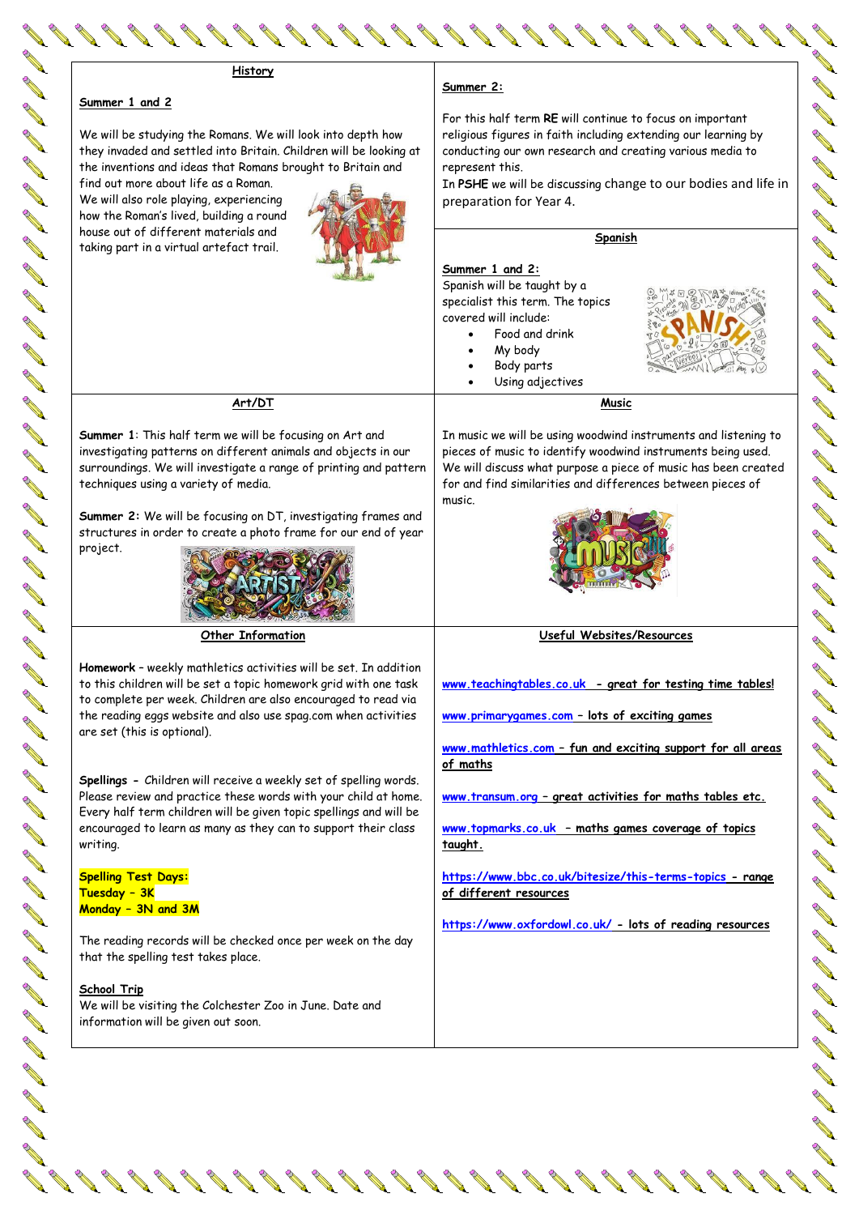## History

**Summer 1 and 2**

We will be studying the Romans. We will look into depth how they invaded and settled into Britain. Children will be looking at the inventions and ideas that Romans brought to Britain and find out more about life as a Roman.

We will also role playing, experiencing how the Roman's lived, building a round house out of different materials and taking part in a virtual artefact trail.

**Summer 2:**

For this half term **RE** will continue to focus on important religious figures in faith including extending our learning by conducting our own research and creating various media to represent this.

In **PSHE** we will be discussing change to our bodies and life in preparation for Year 4.

## Spanish

**Summer 1 and 2:**

Spanish will be taught by a specialist this term. The topics covered will include:

- Food and drink
- My body
- Body parts
- Using adjectives

## Art/DT

**Summer 1**: This half term we will be focusing on Art and investigating patterns on different animals and objects in our surroundings. We will investigate a range of printing and pattern techniques using a variety of media.

**Summer 2:** We will be focusing on DT, investigating frames and structures in order to create a photo frame for our end of year project.

## Music

In music we will be using woodwind instruments and listening to pieces of music to identify woodwind instruments being used. We will discuss what purpose a piece of music has been created for and find similarities and differences between pieces of music.

## Other Information

**Homework** – weekly mathletics activities will be set. In addition to this children will be set a topic homework grid with one task to complete per week. Children are also encouraged to read via the reading eggs website and also use spag.com when activities are set (this is optional).

**Spellings** - Children will receive a weekly set of spelling words. Please review and practice these words with your child at home. Every half term children will be given topic spellings and will be encouraged to learn as many as they can to support their class writing.

**Spelling Test Days:**
**Tuesday – 3K**
**Monday – 3N and 3M**

The reading records will be checked once per week on the day that the spelling test takes place.

**School Trip**

We will be visiting the Colchester Zoo in June. Date and information will be given out soon.

## Useful Websites/Resources

www.teachingtables.co.uk - great for testing time tables!

www.primarygames.com – lots of exciting games

www.mathletics.com – fun and exciting support for all areas of maths

www.transum.org – great activities for maths tables etc.

www.topmarks.co.uk - maths games coverage of topics taught.

https://www.bbc.co.uk/bitesize/this-terms-topics - range of different resources

https://www.oxfordowl.co.uk/ - lots of reading resources